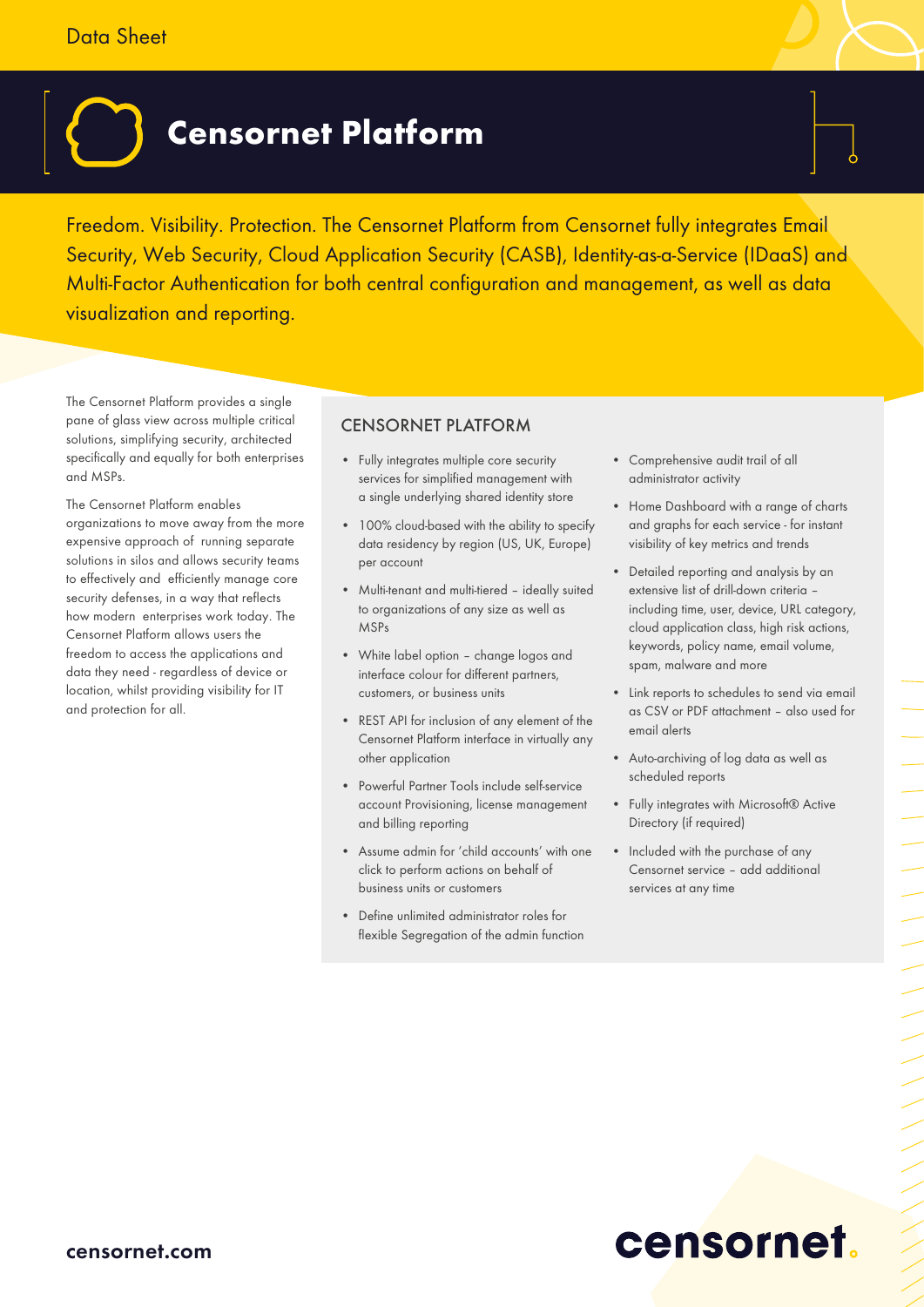Data Sheet

# Censornet Platform

Freedom. Visibility. Protection. The Censornet Platform from Censornet fully integrates Email Security, Web Security, Cloud Application Security (CASB), Identity-as-a-Service (IDaaS) and Multi-Factor Authentication for both central configuration and management, as well as data visualization and reporting.

The Censornet Platform provides a single pane of glass view across multiple critical solutions, simplifying security, architected specifically and equally for both enterprises and MSPs.

The Censornet Platform enables organizations to move away from the more expensive approach of running separate solutions in silos and allows security teams to effectively and efficiently manage core security defenses, in a way that reflects how modern enterprises work today. The Censornet Platform allows users the freedom to access the applications and data they need - regardless of device or location, whilst providing visibility for IT and protection for all.

## CENSORNET PLATFORM

- Fully integrates multiple core security services for simplified management with a single underlying shared identity store
- 100% cloud-based with the ability to specify data residency by region (US, UK, Europe) per account
- Multi-tenant and multi-tiered – ideally suited to organizations of any size as well as MSPs
- White label option – change logos and interface colour for different partners, customers, or business units
- REST API for inclusion of any element of the Censornet Platform interface in virtually any other application
- Powerful Partner Tools include self-service account Provisioning, license management and billing reporting
- Assume admin for 'child accounts' with one click to perform actions on behalf of business units or customers
- Define unlimited administrator roles for flexible Segregation of the admin function
- Comprehensive audit trail of all administrator activity
- Home Dashboard with a range of charts and graphs for each service - for instant visibility of key metrics and trends
- Detailed reporting and analysis by an extensive list of drill-down criteria – including time, user, device, URL category, cloud application class, high risk actions, keywords, policy name, email volume, spam, malware and more
- Link reports to schedules to send via email as CSV or PDF attachment – also used for email alerts
- Auto-archiving of log data as well as scheduled reports
- Fully integrates with Microsoft® Active Directory (if required)
- Included with the purchase of any Censornet service – add additional services at any time

censornet.com

censornet.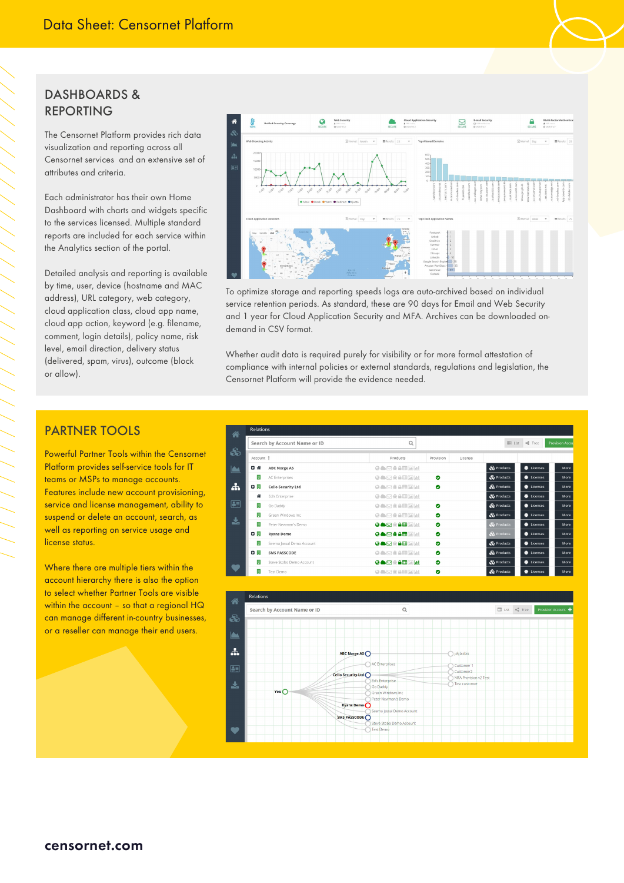## DASHBOARDS & REPORTING

The Censornet Platform provides rich data visualization and reporting across all Censornet services and an extensive set of attributes and criteria.

Each administrator has their own Home Dashboard with charts and widgets specific to the services licensed. Multiple standard reports are included for each service within the Analytics section of the portal.

Detailed analysis and reporting is available by time, user, device (hostname and MAC address), URL category, web category, cloud application class, cloud app name, cloud app action, keyword (e.g. filename, comment, login details), policy name, risk level, email direction, delivery status (delivered, spam, virus), outcome (block or allow).

To optimize storage and reporting speeds logs are auto-archived based on individual service retention periods. As standard, these are 90 days for Email and Web Security and 1 year for Cloud Application Security and MFA. Archives can be downloaded on-demand in CSV format.

Whether audit data is required purely for visibility or for more formal attestation of compliance with internal policies or external standards, regulations and legislation, the Censornet Platform will provide the evidence needed.

## PARTNER TOOLS

Powerful Partner Tools within the Censornet Platform provides self-service tools for IT teams or MSPs to manage accounts. Features include new account provisioning, service and license management, ability to suspend or delete an account, search, as well as reporting on service usage and license status.

Where there are multiple tiers within the account hierarchy there is also the option to select whether Partner Tools are visible within the account – so that a regional HQ can manage different in-country businesses, or a reseller can manage their end users.

censornet.com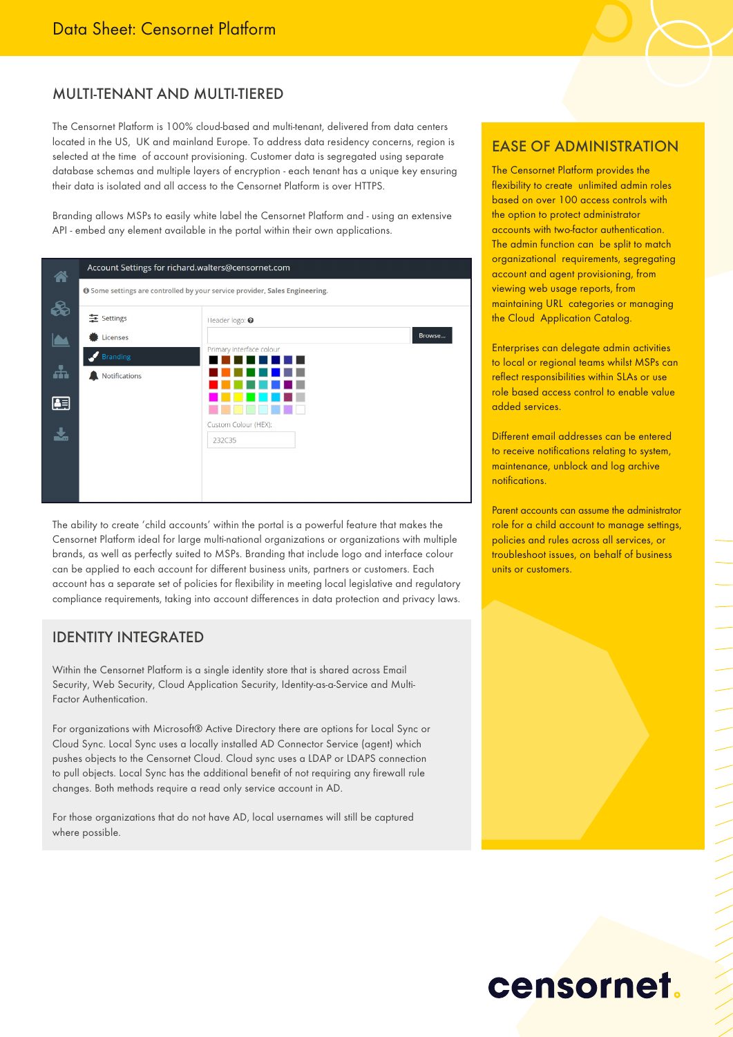## MULTI-TENANT AND MULTI-TIERED

The Censornet Platform is 100% cloud-based and multi-tenant, delivered from data centers located in the US, UK and mainland Europe. To address data residency concerns, region is selected at the time of account provisioning. Customer data is segregated using separate database schemas and multiple layers of encryption - each tenant has a unique key ensuring their data is isolated and all access to the Censornet Platform is over HTTPS.

Branding allows MSPs to easily white label the Censornet Platform and - using an extensive API - embed any element available in the portal within their own applications.

The ability to create 'child accounts' within the portal is a powerful feature that makes the Censornet Platform ideal for large multi-national organizations or organizations with multiple brands, as well as perfectly suited to MSPs. Branding that include logo and interface colour can be applied to each account for different business units, partners or customers. Each account has a separate set of policies for flexibility in meeting local legislative and regulatory compliance requirements, taking into account differences in data protection and privacy laws.

## IDENTITY INTEGRATED

Within the Censornet Platform is a single identity store that is shared across Email Security, Web Security, Cloud Application Security, Identity-as-a-Service and Multi-Factor Authentication.

For organizations with Microsoft® Active Directory there are options for Local Sync or Cloud Sync. Local Sync uses a locally installed AD Connector Service (agent) which pushes objects to the Censornet Cloud. Cloud sync uses a LDAP or LDAPS connection to pull objects. Local Sync has the additional benefit of not requiring any firewall rule changes. Both methods require a read only service account in AD.

For those organizations that do not have AD, local usernames will still be captured where possible.

## EASE OF ADMINISTRATION

The Censornet Platform provides the flexibility to create unlimited admin roles based on over 100 access controls with the option to protect administrator accounts with two-factor authentication. The admin function can be split to match organizational requirements, segregating account and agent provisioning, from viewing web usage reports, from maintaining URL categories or managing the Cloud Application Catalog.

Enterprises can delegate admin activities to local or regional teams whilst MSPs can reflect responsibilities within SLAs or use role based access control to enable value added services.

Different email addresses can be entered to receive notifications relating to system, maintenance, unblock and log archive notifications.

Parent accounts can assume the administrator role for a child account to manage settings, policies and rules across all services, or troubleshoot issues, on behalf of business units or customers.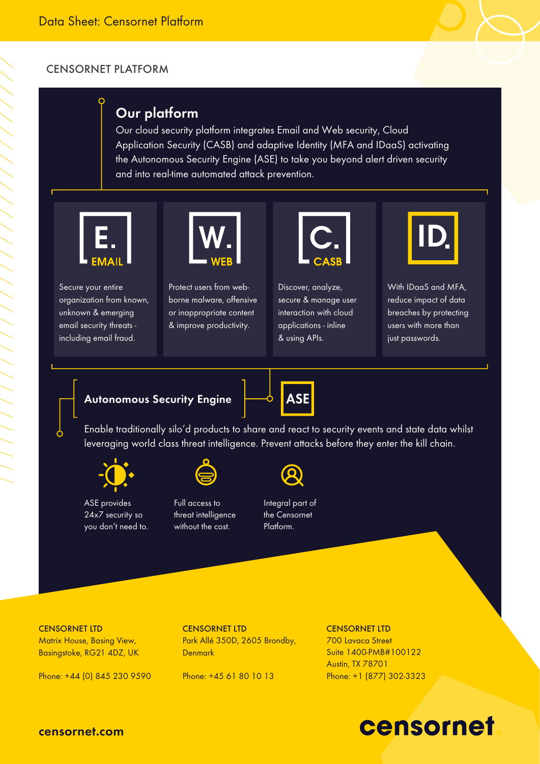## CENSORNET PLATFORM

### Our platform

Our cloud security platform integrates Email and Web security, Cloud Application Security (CASB) and adaptive Identity (MFA and IDaaS) activating the Autonomous Security Engine (ASE) to take you beyond alert driven security and into real-time automated attack prevention.

**E. EMAIL**

Secure your entire organization from known, unknown & emerging email security threats - including email fraud.

**W. WEB**

Protect users from web-borne malware, offensive or inappropriate content & improve productivity.

**C. CASB**

Discover, analyze, secure & manage user interaction with cloud applications - inline & using APIs.

**ID.**

With IDaaS and MFA, reduce impact of data breaches by protecting users with more than just passwords.

### Autonomous Security Engine

**ASE**

Enable traditionally silo'd products to share and react to security events and state data whilst leveraging world class threat intelligence. Prevent attacks before they enter the kill chain.

ASE provides 24x7 security so you don't need to.

Full access to threat intelligence without the cost.

Integral part of the Censornet Platform.

**CENSORNET LTD**
Matrix House, Basing View,
Basingstoke, RG21 4DZ, UK

Phone: +44 (0) 845 230 9590

**CENSORNET LTD**
Park Allé 350D, 2605 Brondby,
Denmark

Phone: +45 61 80 10 13

**CENSORNET LTD**
700 Lavaca Street
Suite 1400-PMB#100122
Austin, TX 78701
Phone: +1 (877) 302-3323

censornet.com

censornet.